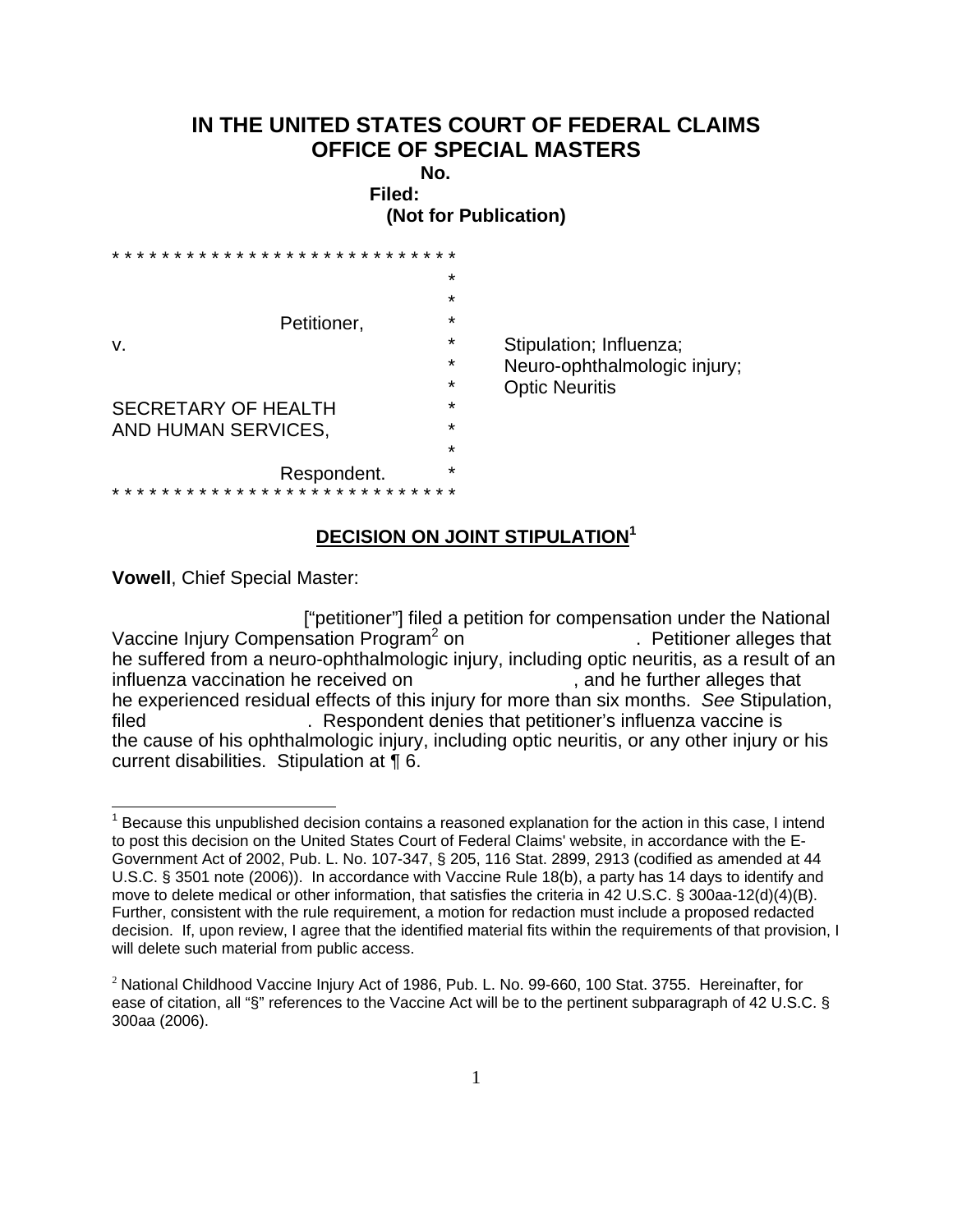# IN THE UNITED STATES COURT OF FEDERAL CLAIMS
# OFFICE OF SPECIAL MASTERS

**No.**
**Filed:**
**(Not for Publication)**

```
* * * * * * * * * * * * * * * * * * * * * * * * * * * *
                                            *
                                            *
                    Petitioner,             *
v.                                          *    Stipulation; Influenza;
                                            *    Neuro-ophthalmologic injury;
                                            *    Optic Neuritis
SECRETARY OF HEALTH                         *
AND HUMAN SERVICES,                         *
                                            *
                    Respondent.             *
* * * * * * * * * * * * * * * * * * * * * * * * * * * *
```

## DECISION ON JOINT STIPULATION[1]

**Vowell**, Chief Special Master:

["petitioner"] filed a petition for compensation under the National Vaccine Injury Compensation Program[2] on . Petitioner alleges that he suffered from a neuro-ophthalmologic injury, including optic neuritis, as a result of an influenza vaccination he received on , and he further alleges that he experienced residual effects of this injury for more than six months. *See* Stipulation, filed . Respondent denies that petitioner's influenza vaccine is the cause of his ophthalmologic injury, including optic neuritis, or any other injury or his current disabilities. Stipulation at ¶ 6.

---

[1] Because this unpublished decision contains a reasoned explanation for the action in this case, I intend to post this decision on the United States Court of Federal Claims' website, in accordance with the E-Government Act of 2002, Pub. L. No. 107-347, § 205, 116 Stat. 2899, 2913 (codified as amended at 44 U.S.C. § 3501 note (2006)). In accordance with Vaccine Rule 18(b), a party has 14 days to identify and move to delete medical or other information, that satisfies the criteria in 42 U.S.C. § 300aa-12(d)(4)(B). Further, consistent with the rule requirement, a motion for redaction must include a proposed redacted decision. If, upon review, I agree that the identified material fits within the requirements of that provision, I will delete such material from public access.

[2] National Childhood Vaccine Injury Act of 1986, Pub. L. No. 99-660, 100 Stat. 3755. Hereinafter, for ease of citation, all "§" references to the Vaccine Act will be to the pertinent subparagraph of 42 U.S.C. § 300aa (2006).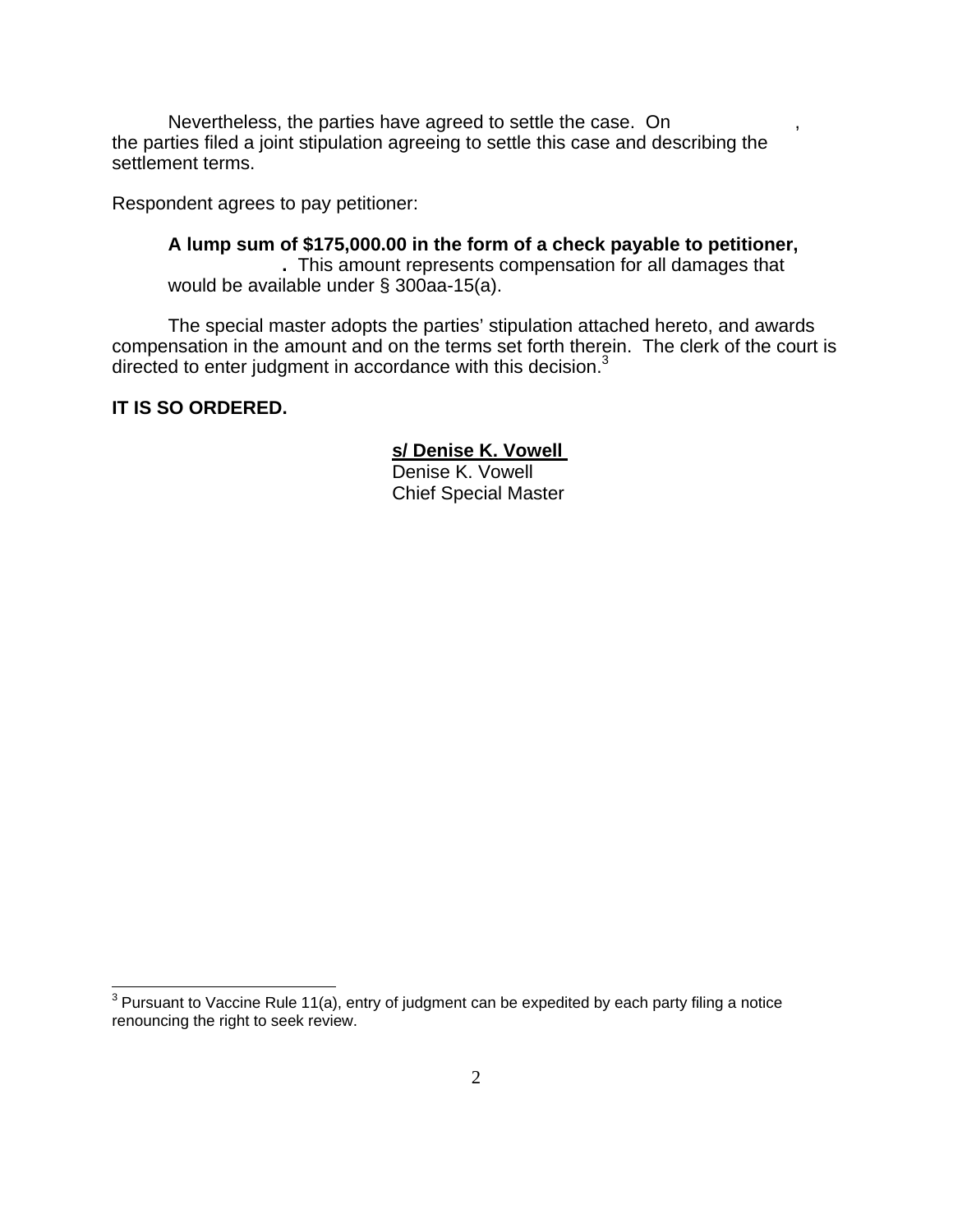Nevertheless, the parties have agreed to settle the case. On ,
the parties filed a joint stipulation agreeing to settle this case and describing the settlement terms.

Respondent agrees to pay petitioner:

> **A lump sum of $175,000.00 in the form of a check payable to petitioner, .** This amount represents compensation for all damages that would be available under § 300aa-15(a).

The special master adopts the parties' stipulation attached hereto, and awards compensation in the amount and on the terms set forth therein. The clerk of the court is directed to enter judgment in accordance with this decision.[3]

**IT IS SO ORDERED.**

**s/ Denise K. Vowell**
Denise K. Vowell
Chief Special Master

---

[3] Pursuant to Vaccine Rule 11(a), entry of judgment can be expedited by each party filing a notice renouncing the right to seek review.